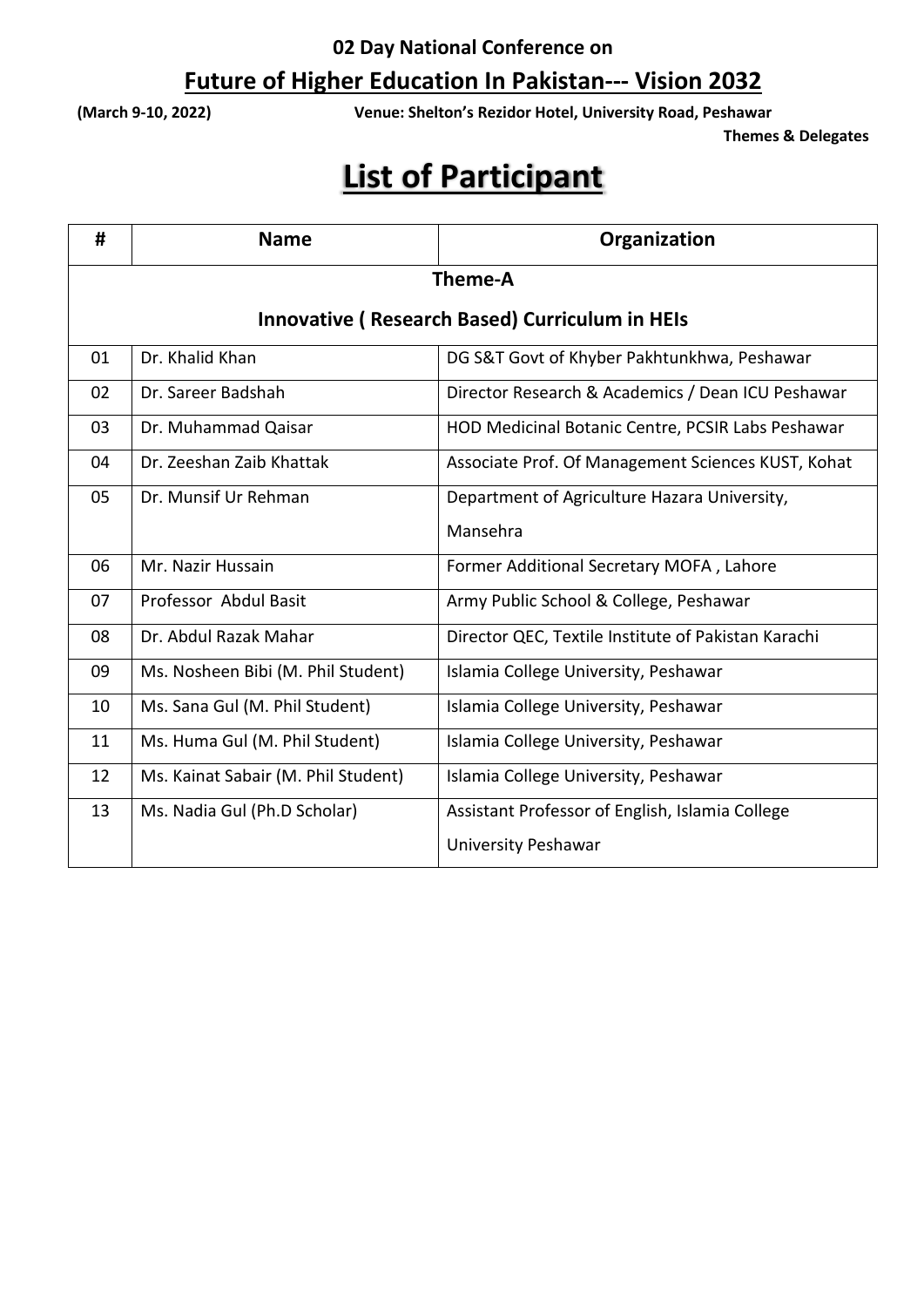**02 Day National Conference on**

## Future of Higher Education In Pakistan--- Vision 2032

**(March 9-10, 2022)** **Venue: Shelton's Rezidor Hotel, University Road, Peshawar**

**Themes & Delegates**

# List of Participant

| # | Name | Organization |
|---|---|---|
| **Theme-A** | | |
| **Innovative ( Research Based) Curriculum in HEIs** | | |
| 01 | Dr. Khalid Khan | DG S&T Govt of Khyber Pakhtunkhwa, Peshawar |
| 02 | Dr. Sareer Badshah | Director Research & Academics / Dean ICU Peshawar |
| 03 | Dr. Muhammad Qaisar | HOD Medicinal Botanic Centre, PCSIR Labs Peshawar |
| 04 | Dr. Zeeshan Zaib Khattak | Associate Prof. Of Management Sciences KUST, Kohat |
| 05 | Dr. Munsif Ur Rehman | Department of Agriculture Hazara University, Mansehra |
| 06 | Mr. Nazir Hussain | Former Additional Secretary MOFA , Lahore |
| 07 | Professor Abdul Basit | Army Public School & College, Peshawar |
| 08 | Dr. Abdul Razak Mahar | Director QEC, Textile Institute of Pakistan Karachi |
| 09 | Ms. Nosheen Bibi (M. Phil Student) | Islamia College University, Peshawar |
| 10 | Ms. Sana Gul (M. Phil Student) | Islamia College University, Peshawar |
| 11 | Ms. Huma Gul (M. Phil Student) | Islamia College University, Peshawar |
| 12 | Ms. Kainat Sabair (M. Phil Student) | Islamia College University, Peshawar |
| 13 | Ms. Nadia Gul (Ph.D Scholar) | Assistant Professor of English, Islamia College University Peshawar |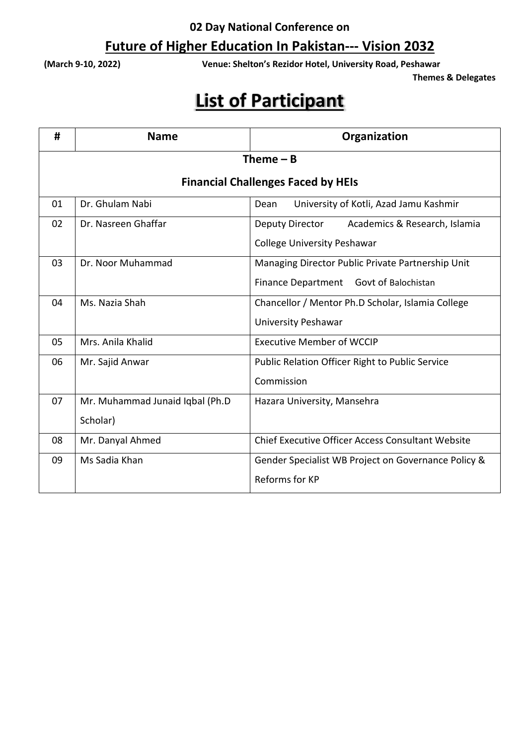**02 Day National Conference on**

## Future of Higher Education In Pakistan--- Vision 2032

**(March 9-10, 2022)** **Venue: Shelton's Rezidor Hotel, University Road, Peshawar**

**Themes & Delegates**

# List of Participant

| # | Name | Organization |
|---|---|---|
| **Theme – B** | | |
| **Financial Challenges Faced by HEIs** | | |
| 01 | Dr. Ghulam Nabi | Dean University of Kotli, Azad Jamu Kashmir |
| 02 | Dr. Nasreen Ghaffar | Deputy Director Academics & Research, Islamia College University Peshawar |
| 03 | Dr. Noor Muhammad | Managing Director Public Private Partnership Unit Finance Department Govt of Balochistan |
| 04 | Ms. Nazia Shah | Chancellor / Mentor Ph.D Scholar, Islamia College University Peshawar |
| 05 | Mrs. Anila Khalid | Executive Member of WCCIP |
| 06 | Mr. Sajid Anwar | Public Relation Officer Right to Public Service Commission |
| 07 | Mr. Muhammad Junaid Iqbal (Ph.D Scholar) | Hazara University, Mansehra |
| 08 | Mr. Danyal Ahmed | Chief Executive Officer Access Consultant Website |
| 09 | Ms Sadia Khan | Gender Specialist WB Project on Governance Policy & Reforms for KP |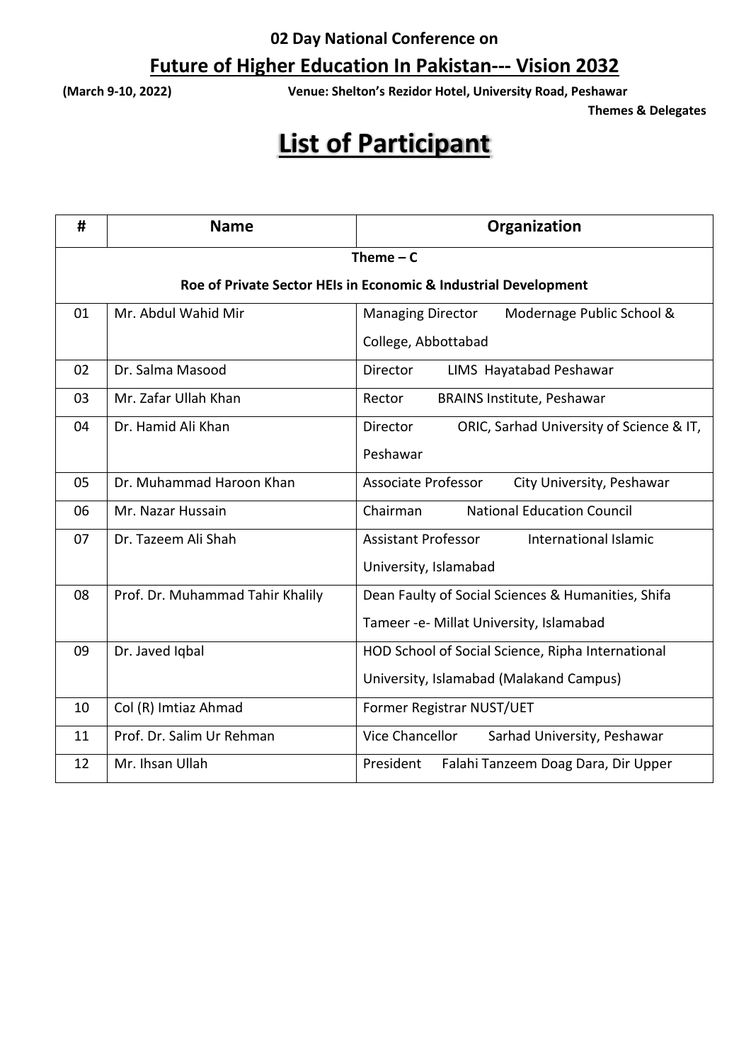**02 Day National Conference on**

# Future of Higher Education In Pakistan--- Vision 2032

**(March 9-10, 2022)** **Venue: Shelton's Rezidor Hotel, University Road, Peshawar**

**Themes & Delegates**

## List of Participant

| # | Name | Organization |
|---|---|---|
| **Theme – C** | | |
| **Roe of Private Sector HEIs in Economic & Industrial Development** | | |
| 01 | Mr. Abdul Wahid Mir | Managing Director Modernage Public School & College, Abbottabad |
| 02 | Dr. Salma Masood | Director LIMS Hayatabad Peshawar |
| 03 | Mr. Zafar Ullah Khan | Rector BRAINS Institute, Peshawar |
| 04 | Dr. Hamid Ali Khan | Director ORIC, Sarhad University of Science & IT, Peshawar |
| 05 | Dr. Muhammad Haroon Khan | Associate Professor City University, Peshawar |
| 06 | Mr. Nazar Hussain | Chairman National Education Council |
| 07 | Dr. Tazeem Ali Shah | Assistant Professor International Islamic University, Islamabad |
| 08 | Prof. Dr. Muhammad Tahir Khalily | Dean Faulty of Social Sciences & Humanities, Shifa Tameer -e- Millat University, Islamabad |
| 09 | Dr. Javed Iqbal | HOD School of Social Science, Ripha International University, Islamabad (Malakand Campus) |
| 10 | Col (R) Imtiaz Ahmad | Former Registrar NUST/UET |
| 11 | Prof. Dr. Salim Ur Rehman | Vice Chancellor Sarhad University, Peshawar |
| 12 | Mr. Ihsan Ullah | President Falahi Tanzeem Doag Dara, Dir Upper |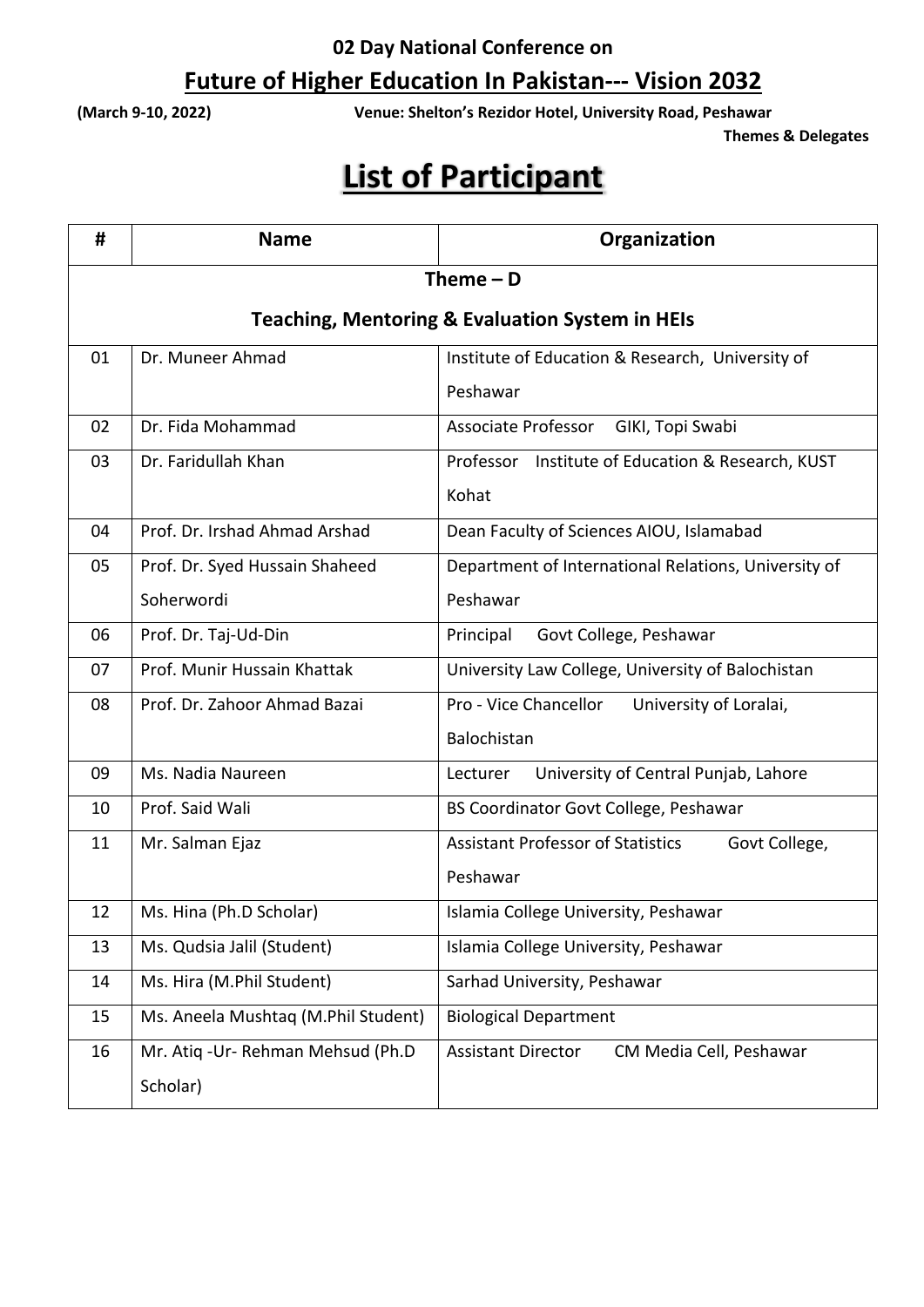**02 Day National Conference on**

## Future of Higher Education In Pakistan--- Vision 2032

**(March 9-10, 2022)** **Venue: Shelton's Rezidor Hotel, University Road, Peshawar**

**Themes & Delegates**

# List of Participant

| # | Name | Organization |
|---|---|---|
| **Theme – D**<br>**Teaching, Mentoring & Evaluation System in HEIs** | | |
| 01 | Dr. Muneer Ahmad | Institute of Education & Research, University of Peshawar |
| 02 | Dr. Fida Mohammad | Associate Professor GIKI, Topi Swabi |
| 03 | Dr. Faridullah Khan | Professor Institute of Education & Research, KUST Kohat |
| 04 | Prof. Dr. Irshad Ahmad Arshad | Dean Faculty of Sciences AIOU, Islamabad |
| 05 | Prof. Dr. Syed Hussain Shaheed Soherwordi | Department of International Relations, University of Peshawar |
| 06 | Prof. Dr. Taj-Ud-Din | Principal Govt College, Peshawar |
| 07 | Prof. Munir Hussain Khattak | University Law College, University of Balochistan |
| 08 | Prof. Dr. Zahoor Ahmad Bazai | Pro - Vice Chancellor University of Loralai, Balochistan |
| 09 | Ms. Nadia Naureen | Lecturer University of Central Punjab, Lahore |
| 10 | Prof. Said Wali | BS Coordinator Govt College, Peshawar |
| 11 | Mr. Salman Ejaz | Assistant Professor of Statistics Govt College, Peshawar |
| 12 | Ms. Hina (Ph.D Scholar) | Islamia College University, Peshawar |
| 13 | Ms. Qudsia Jalil (Student) | Islamia College University, Peshawar |
| 14 | Ms. Hira (M.Phil Student) | Sarhad University, Peshawar |
| 15 | Ms. Aneela Mushtaq (M.Phil Student) | Biological Department |
| 16 | Mr. Atiq -Ur- Rehman Mehsud (Ph.D Scholar) | Assistant Director CM Media Cell, Peshawar |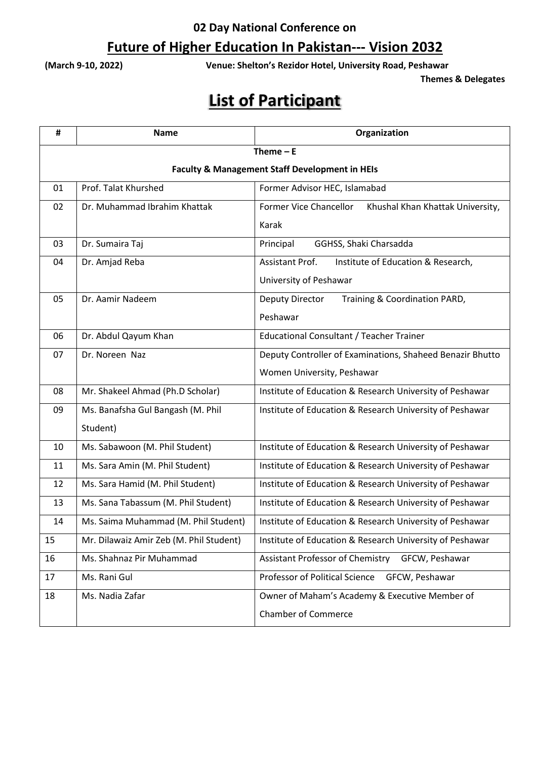**02 Day National Conference on**

# Future of Higher Education In Pakistan--- Vision 2032

**(March 9-10, 2022)** **Venue: Shelton's Rezidor Hotel, University Road, Peshawar**

**Themes & Delegates**

## List of Participant

| # | Name | Organization |
|---|---|---|
| **Theme – E**<br>**Faculty & Management Staff Development in HEIs** | | |
| 01 | Prof. Talat Khurshed | Former Advisor HEC, Islamabad |
| 02 | Dr. Muhammad Ibrahim Khattak | Former Vice Chancellor Khushal Khan Khattak University, Karak |
| 03 | Dr. Sumaira Taj | Principal GGHSS, Shaki Charsadda |
| 04 | Dr. Amjad Reba | Assistant Prof. Institute of Education & Research, University of Peshawar |
| 05 | Dr. Aamir Nadeem | Deputy Director Training & Coordination PARD, Peshawar |
| 06 | Dr. Abdul Qayum Khan | Educational Consultant / Teacher Trainer |
| 07 | Dr. Noreen Naz | Deputy Controller of Examinations, Shaheed Benazir Bhutto Women University, Peshawar |
| 08 | Mr. Shakeel Ahmad (Ph.D Scholar) | Institute of Education & Research University of Peshawar |
| 09 | Ms. Banafsha Gul Bangash (M. Phil Student) | Institute of Education & Research University of Peshawar |
| 10 | Ms. Sabawoon (M. Phil Student) | Institute of Education & Research University of Peshawar |
| 11 | Ms. Sara Amin (M. Phil Student) | Institute of Education & Research University of Peshawar |
| 12 | Ms. Sara Hamid (M. Phil Student) | Institute of Education & Research University of Peshawar |
| 13 | Ms. Sana Tabassum (M. Phil Student) | Institute of Education & Research University of Peshawar |
| 14 | Ms. Saima Muhammad (M. Phil Student) | Institute of Education & Research University of Peshawar |
| 15 | Mr. Dilawaiz Amir Zeb (M. Phil Student) | Institute of Education & Research University of Peshawar |
| 16 | Ms. Shahnaz Pir Muhammad | Assistant Professor of Chemistry GFCW, Peshawar |
| 17 | Ms. Rani Gul | Professor of Political Science GFCW, Peshawar |
| 18 | Ms. Nadia Zafar | Owner of Maham's Academy & Executive Member of Chamber of Commerce |